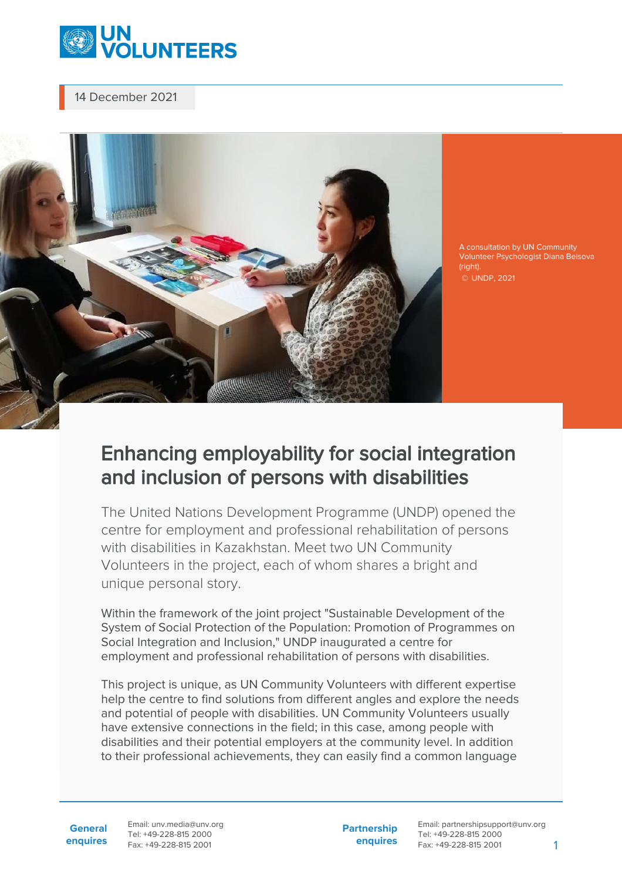14 December 2021

A consultation by UN Community Volunteer Psychologist Diana Beisova (right).
© UNDP, 2021

# Enhancing employability for social integration and inclusion of persons with disabilities

The United Nations Development Programme (UNDP) opened the centre for employment and professional rehabilitation of persons with disabilities in Kazakhstan. Meet two UN Community Volunteers in the project, each of whom shares a bright and unique personal story.

Within the framework of the joint project "Sustainable Development of the System of Social Protection of the Population: Promotion of Programmes on Social Integration and Inclusion," UNDP inaugurated a centre for employment and professional rehabilitation of persons with disabilities.

This project is unique, as UN Community Volunteers with different expertise help the centre to find solutions from different angles and explore the needs and potential of people with disabilities. UN Community Volunteers usually have extensive connections in the field; in this case, among people with disabilities and their potential employers at the community level. In addition to their professional achievements, they can easily find a common language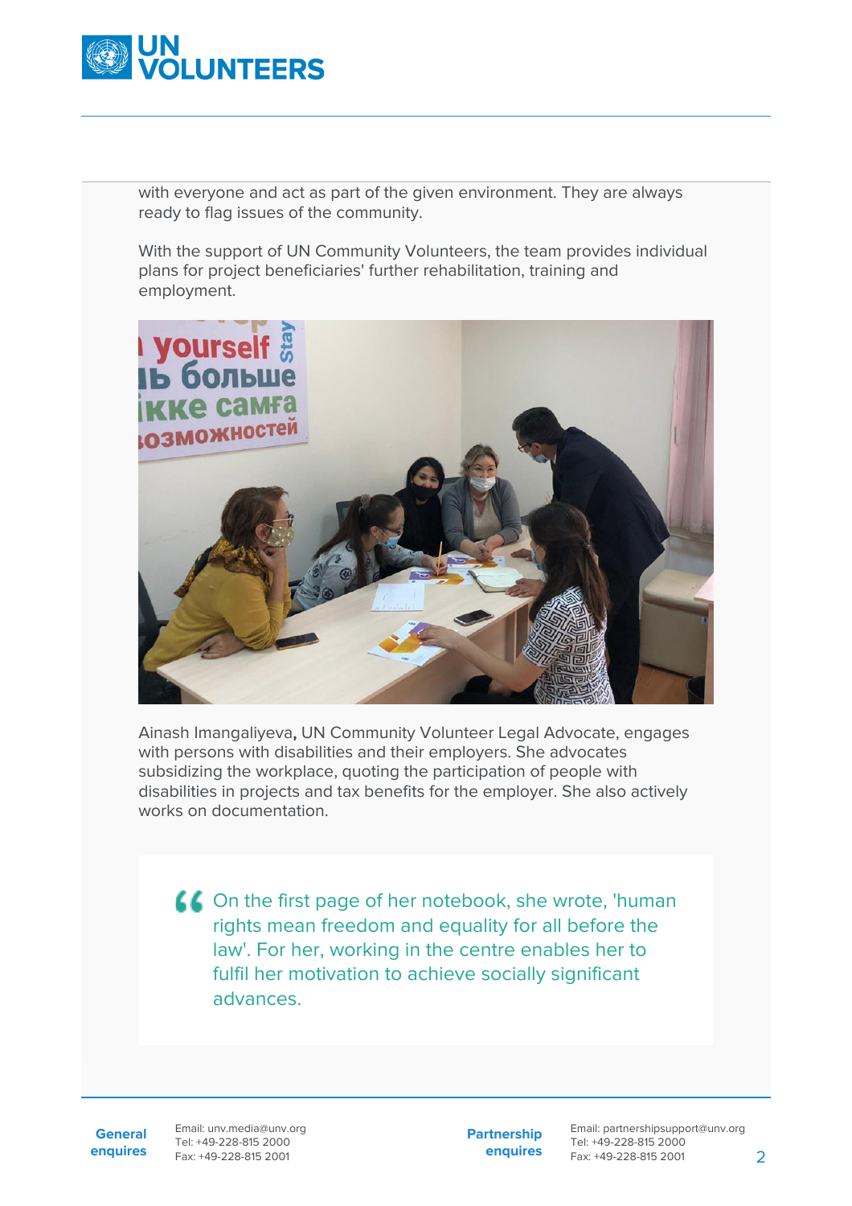with everyone and act as part of the given environment. They are always ready to flag issues of the community.

With the support of UN Community Volunteers, the team provides individual plans for project beneficiaries' further rehabilitation, training and employment.

Ainash Imangaliyeva**,** UN Community Volunteer Legal Advocate, engages with persons with disabilities and their employers. She advocates subsidizing the workplace, quoting the participation of people with disabilities in projects and tax benefits for the employer. She also actively works on documentation.

> On the first page of her notebook, she wrote, 'human rights mean freedom and equality for all before the law'. For her, working in the centre enables her to fulfil her motivation to achieve socially significant advances.

**General enquires**
Email: unv.media@unv.org
Tel: +49-228-815 2000
Fax: +49-228-815 2001

**Partnership enquires**
Email: partnershipsupport@unv.org
Tel: +49-228-815 2000
Fax: +49-228-815 2001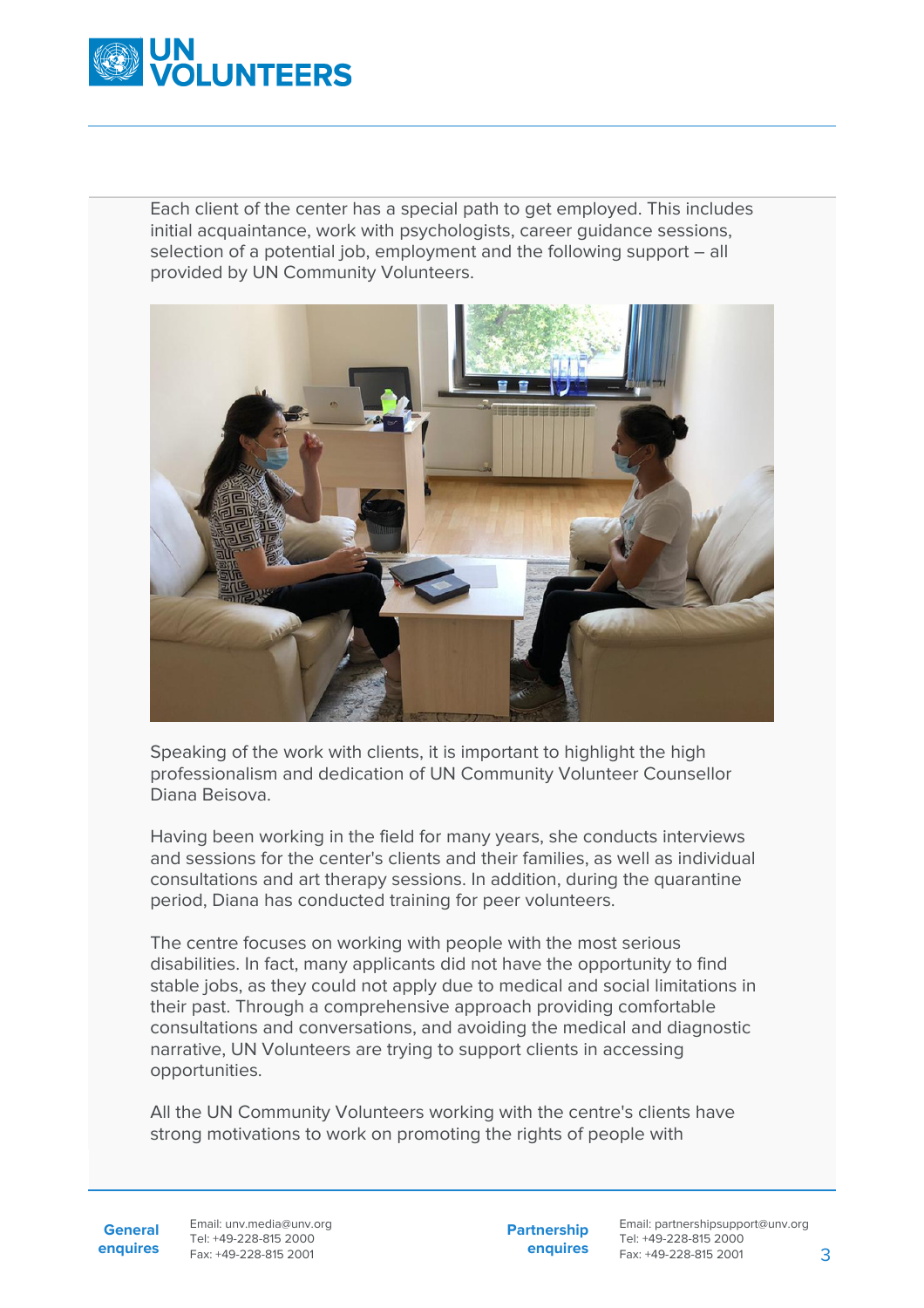Each client of the center has a special path to get employed. This includes initial acquaintance, work with psychologists, career guidance sessions, selection of a potential job, employment and the following support – all provided by UN Community Volunteers.

Speaking of the work with clients, it is important to highlight the high professionalism and dedication of UN Community Volunteer Counsellor Diana Beisova.

Having been working in the field for many years, she conducts interviews and sessions for the center's clients and their families, as well as individual consultations and art therapy sessions. In addition, during the quarantine period, Diana has conducted training for peer volunteers.

The centre focuses on working with people with the most serious disabilities. In fact, many applicants did not have the opportunity to find stable jobs, as they could not apply due to medical and social limitations in their past. Through a comprehensive approach providing comfortable consultations and conversations, and avoiding the medical and diagnostic narrative, UN Volunteers are trying to support clients in accessing opportunities.

All the UN Community Volunteers working with the centre's clients have strong motivations to work on promoting the rights of people with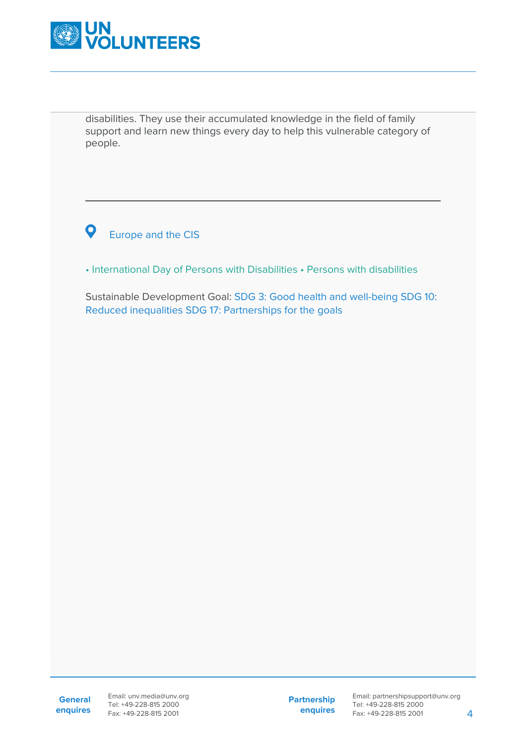disabilities. They use their accumulated knowledge in the field of family support and learn new things every day to help this vulnerable category of people.

---

Europe and the CIS

• International Day of Persons with Disabilities • Persons with disabilities

Sustainable Development Goal: SDG 3: Good health and well-being SDG 10: Reduced inequalities SDG 17: Partnerships for the goals